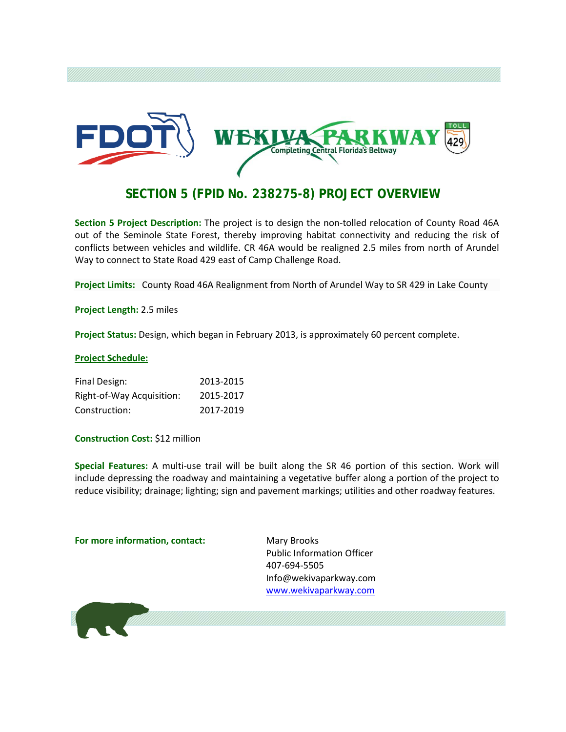# SECTION 5 (FPID No. 238275-8) PROJECT OVERVIEW

**Section 5 Project Description:** The project is to design the non-tolled relocation of County Road 46A out of the Seminole State Forest, thereby improving habitat connectivity and reducing the risk of conflicts between vehicles and wildlife. CR 46A would be realigned 2.5 miles from north of Arundel Way to connect to State Road 429 east of Camp Challenge Road.

**Project Limits:** County Road 46A Realignment from North of Arundel Way to SR 429 in Lake County

**Project Length:** 2.5 miles

**Project Status:** Design, which began in February 2013, is approximately 60 percent complete.

**Project Schedule:**

| | |
|---|---|
| Final Design: | 2013-2015 |
| Right-of-Way Acquisition: | 2015-2017 |
| Construction: | 2017-2019 |

**Construction Cost:** $12 million

**Special Features:** A multi-use trail will be built along the SR 46 portion of this section. Work will include depressing the roadway and maintaining a vegetative buffer along a portion of the project to reduce visibility; drainage; lighting; sign and pavement markings; utilities and other roadway features.

**For more information, contact:**

Mary Brooks
Public Information Officer
407-694-5505
Info@wekivaparkway.com
www.wekivaparkway.com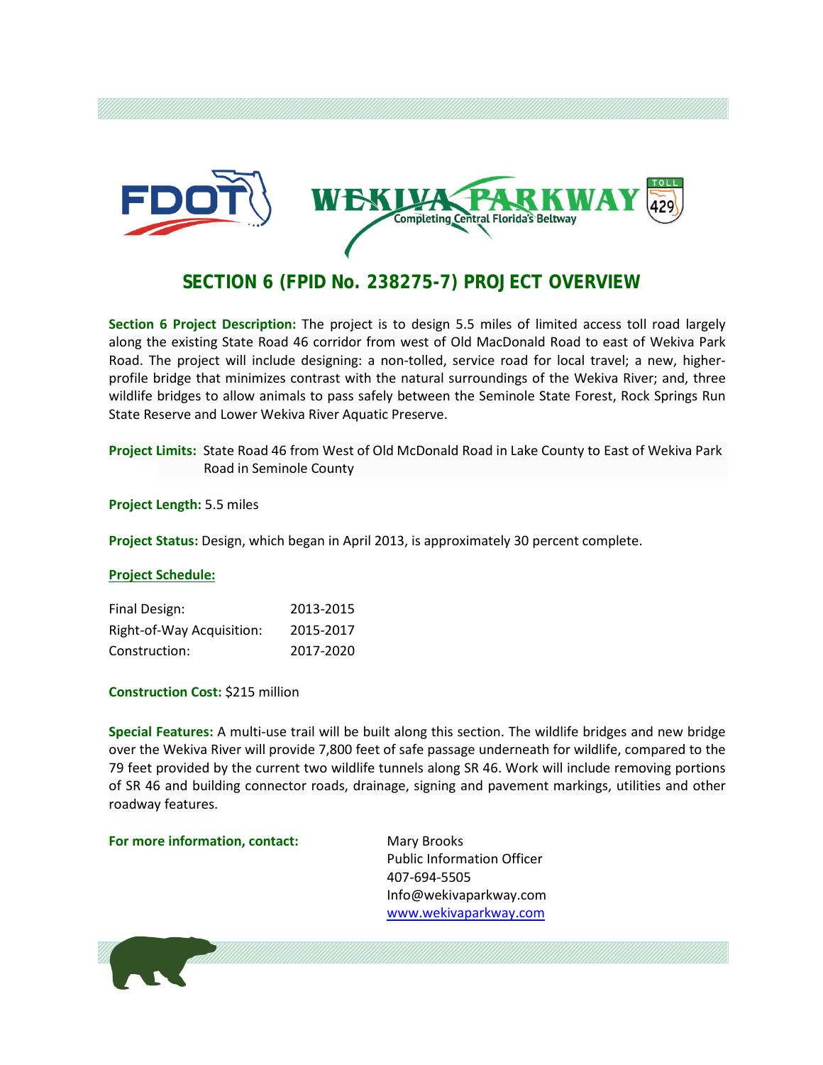# SECTION 6 (FPID No. 238275-7) PROJECT OVERVIEW

**Section 6 Project Description:** The project is to design 5.5 miles of limited access toll road largely along the existing State Road 46 corridor from west of Old MacDonald Road to east of Wekiva Park Road. The project will include designing: a non-tolled, service road for local travel; a new, higher-profile bridge that minimizes contrast with the natural surroundings of the Wekiva River; and, three wildlife bridges to allow animals to pass safely between the Seminole State Forest, Rock Springs Run State Reserve and Lower Wekiva River Aquatic Preserve.

**Project Limits:** State Road 46 from West of Old McDonald Road in Lake County to East of Wekiva Park Road in Seminole County

**Project Length:** 5.5 miles

**Project Status:** Design, which began in April 2013, is approximately 30 percent complete.

**Project Schedule:**

| | |
|---|---|
| Final Design: | 2013-2015 |
| Right-of-Way Acquisition: | 2015-2017 |
| Construction: | 2017-2020 |

**Construction Cost:** $215 million

**Special Features:** A multi-use trail will be built along this section. The wildlife bridges and new bridge over the Wekiva River will provide 7,800 feet of safe passage underneath for wildlife, compared to the 79 feet provided by the current two wildlife tunnels along SR 46. Work will include removing portions of SR 46 and building connector roads, drainage, signing and pavement markings, utilities and other roadway features.

**For more information, contact:**

Mary Brooks
Public Information Officer
407-694-5505
Info@wekivaparkway.com
www.wekivaparkway.com